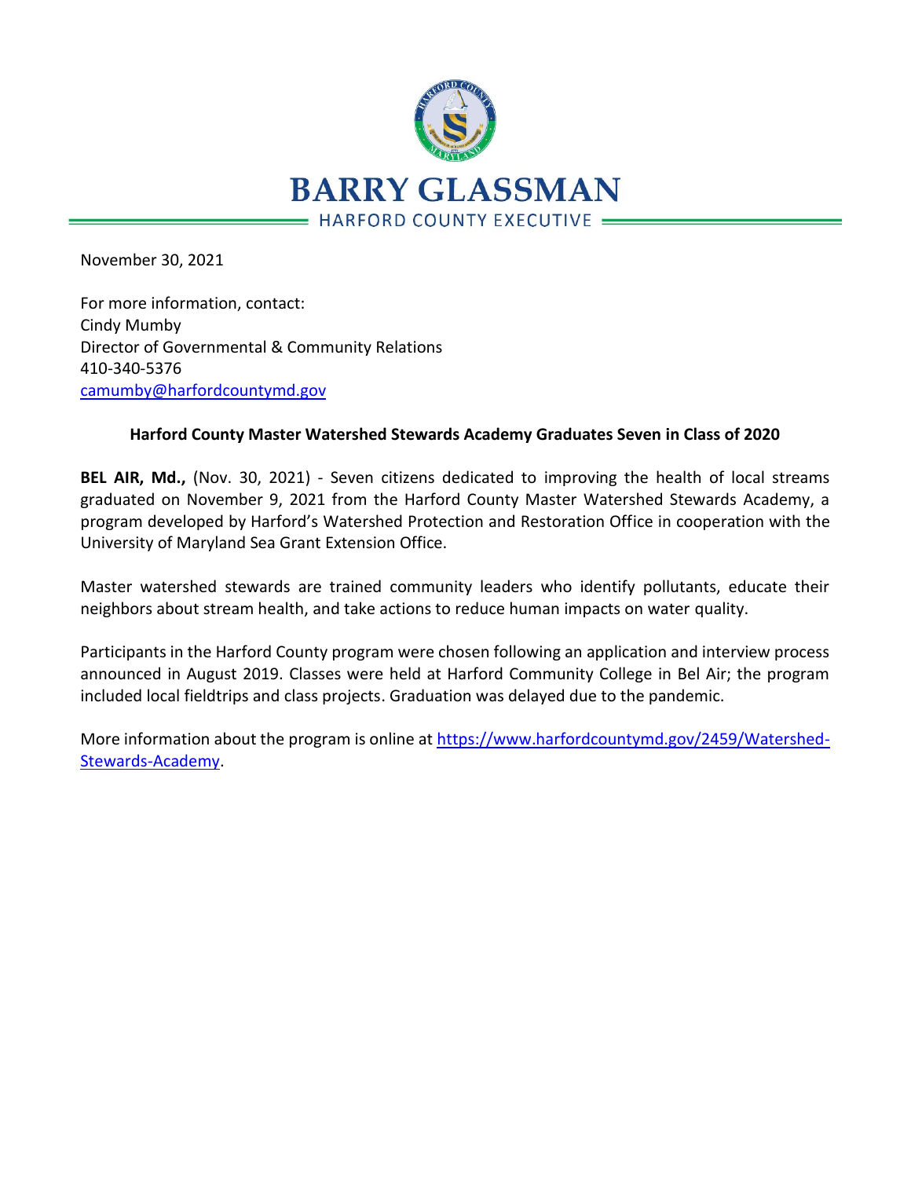# BARRY GLASSMAN

HARFORD COUNTY EXECUTIVE

November 30, 2021

For more information, contact:
Cindy Mumby
Director of Governmental & Community Relations
410-340-5376
camumby@harfordcountymd.gov

**Harford County Master Watershed Stewards Academy Graduates Seven in Class of 2020**

**BEL AIR, Md.,** (Nov. 30, 2021) - Seven citizens dedicated to improving the health of local streams graduated on November 9, 2021 from the Harford County Master Watershed Stewards Academy, a program developed by Harford's Watershed Protection and Restoration Office in cooperation with the University of Maryland Sea Grant Extension Office.

Master watershed stewards are trained community leaders who identify pollutants, educate their neighbors about stream health, and take actions to reduce human impacts on water quality.

Participants in the Harford County program were chosen following an application and interview process announced in August 2019. Classes were held at Harford Community College in Bel Air; the program included local fieldtrips and class projects. Graduation was delayed due to the pandemic.

More information about the program is online at https://www.harfordcountymd.gov/2459/Watershed-Stewards-Academy.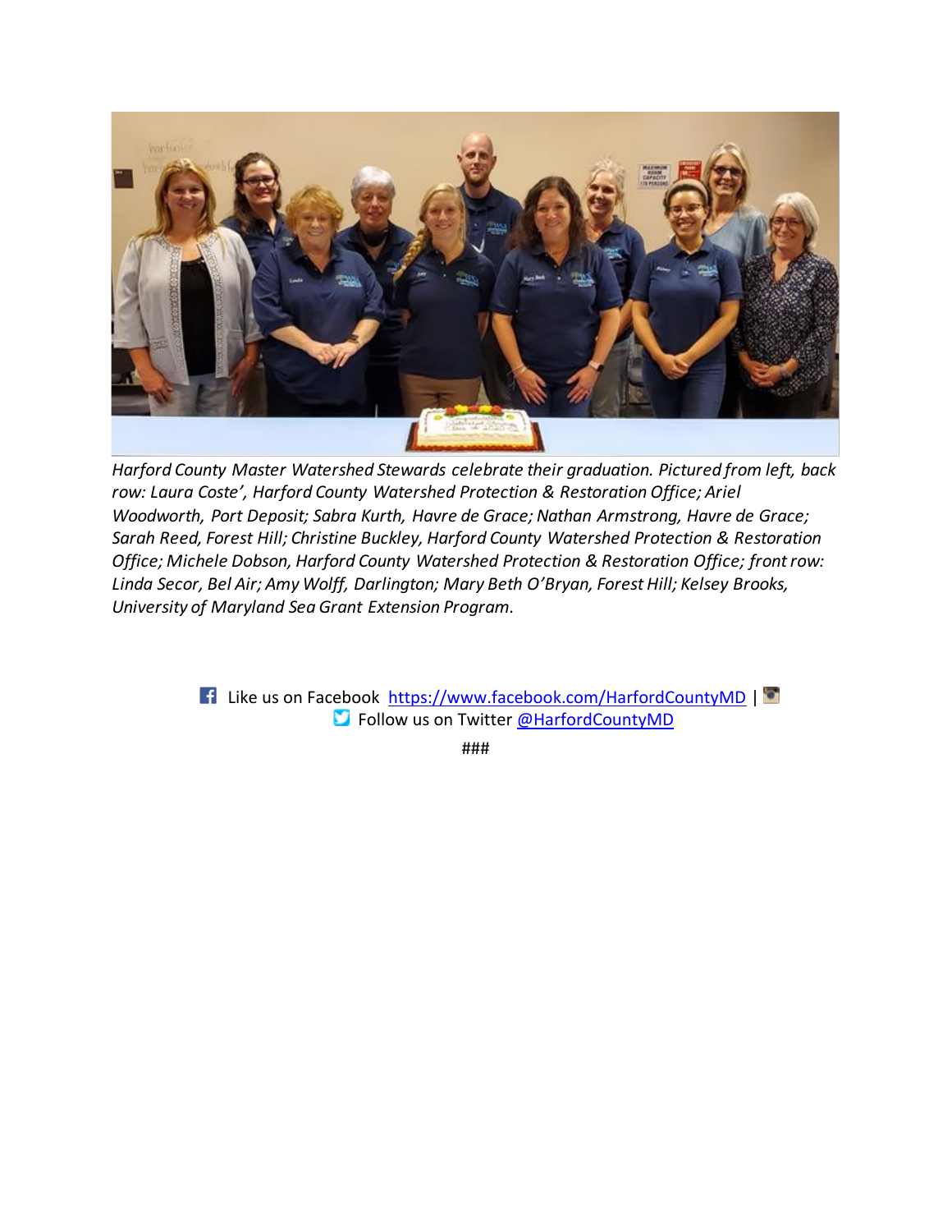*Harford County Master Watershed Stewards celebrate their graduation. Pictured from left, back row: Laura Coste', Harford County Watershed Protection & Restoration Office; Ariel Woodworth, Port Deposit; Sabra Kurth, Havre de Grace; Nathan Armstrong, Havre de Grace; Sarah Reed, Forest Hill; Christine Buckley, Harford County Watershed Protection & Restoration Office; Michele Dobson, Harford County Watershed Protection & Restoration Office; front row: Linda Secor, Bel Air; Amy Wolff, Darlington; Mary Beth O'Bryan, Forest Hill; Kelsey Brooks, University of Maryland Sea Grant Extension Program.*

Like us on Facebook https://www.facebook.com/HarfordCountyMD | Follow us on Twitter @HarfordCountyMD

###